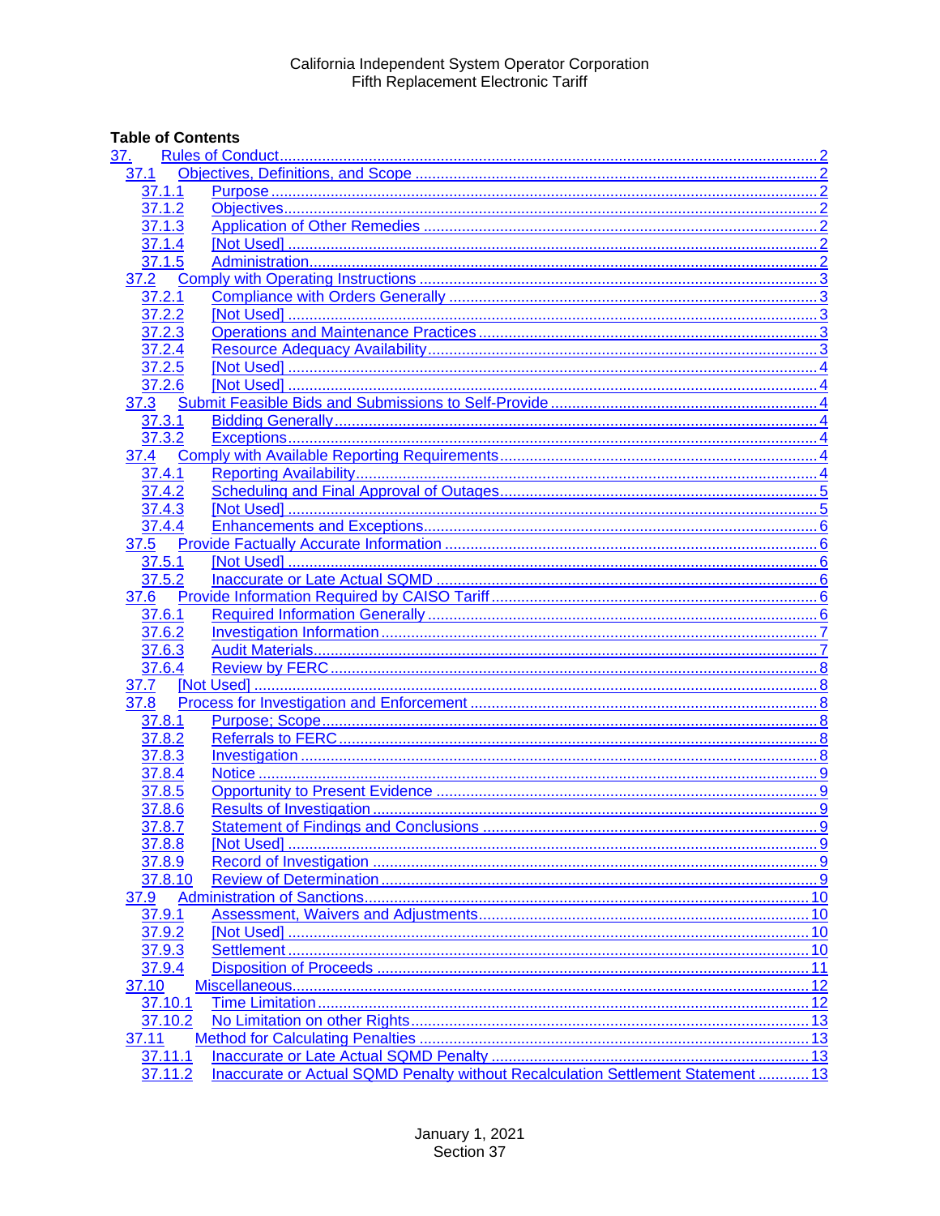California Independent System Operator Corporation
Fifth Replacement Electronic Tariff

**Table of Contents**

- 37. Rules of Conduct ..... 2
  - 37.1 Objectives, Definitions, and Scope ..... 2
    - 37.1.1 Purpose ..... 2
    - 37.1.2 Objectives ..... 2
    - 37.1.3 Application of Other Remedies ..... 2
    - 37.1.4 [Not Used] ..... 2
    - 37.1.5 Administration ..... 2
  - 37.2 Comply with Operating Instructions ..... 3
    - 37.2.1 Compliance with Orders Generally ..... 3
    - 37.2.2 [Not Used] ..... 3
    - 37.2.3 Operations and Maintenance Practices ..... 3
    - 37.2.4 Resource Adequacy Availability ..... 3
    - 37.2.5 [Not Used] ..... 4
    - 37.2.6 [Not Used] ..... 4
  - 37.3 Submit Feasible Bids and Submissions to Self-Provide ..... 4
    - 37.3.1 Bidding Generally ..... 4
    - 37.3.2 Exceptions ..... 4
  - 37.4 Comply with Available Reporting Requirements ..... 4
    - 37.4.1 Reporting Availability ..... 4
    - 37.4.2 Scheduling and Final Approval of Outages ..... 5
    - 37.4.3 [Not Used] ..... 5
    - 37.4.4 Enhancements and Exceptions ..... 6
  - 37.5 Provide Factually Accurate Information ..... 6
    - 37.5.1 [Not Used] ..... 6
    - 37.5.2 Inaccurate or Late Actual SQMD ..... 6
  - 37.6 Provide Information Required by CAISO Tariff ..... 6
    - 37.6.1 Required Information Generally ..... 6
    - 37.6.2 Investigation Information ..... 7
    - 37.6.3 Audit Materials ..... 7
    - 37.6.4 Review by FERC ..... 8
  - 37.7 [Not Used] ..... 8
  - 37.8 Process for Investigation and Enforcement ..... 8
    - 37.8.1 Purpose; Scope ..... 8
    - 37.8.2 Referrals to FERC ..... 8
    - 37.8.3 Investigation ..... 8
    - 37.8.4 Notice ..... 9
    - 37.8.5 Opportunity to Present Evidence ..... 9
    - 37.8.6 Results of Investigation ..... 9
    - 37.8.7 Statement of Findings and Conclusions ..... 9
    - 37.8.8 [Not Used] ..... 9
    - 37.8.9 Record of Investigation ..... 9
    - 37.8.10 Review of Determination ..... 9
  - 37.9 Administration of Sanctions ..... 10
    - 37.9.1 Assessment, Waivers and Adjustments ..... 10
    - 37.9.2 [Not Used] ..... 10
    - 37.9.3 Settlement ..... 10
    - 37.9.4 Disposition of Proceeds ..... 11
  - 37.10 Miscellaneous ..... 12
    - 37.10.1 Time Limitation ..... 12
    - 37.10.2 No Limitation on other Rights ..... 13
  - 37.11 Method for Calculating Penalties ..... 13
    - 37.11.1 Inaccurate or Late Actual SQMD Penalty ..... 13
    - 37.11.2 Inaccurate or Actual SQMD Penalty without Recalculation Settlement Statement ..... 13

January 1, 2021
Section 37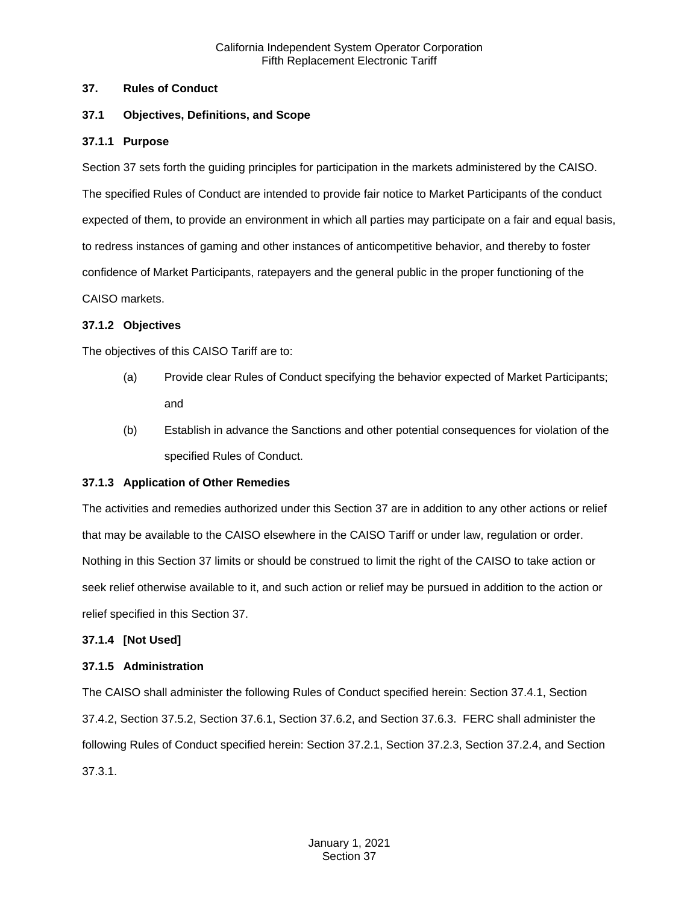## 37. Rules of Conduct

### 37.1 Objectives, Definitions, and Scope

#### 37.1.1 Purpose

Section 37 sets forth the guiding principles for participation in the markets administered by the CAISO. The specified Rules of Conduct are intended to provide fair notice to Market Participants of the conduct expected of them, to provide an environment in which all parties may participate on a fair and equal basis, to redress instances of gaming and other instances of anticompetitive behavior, and thereby to foster confidence of Market Participants, ratepayers and the general public in the proper functioning of the CAISO markets.

#### 37.1.2 Objectives

The objectives of this CAISO Tariff are to:

(a) Provide clear Rules of Conduct specifying the behavior expected of Market Participants; and

(b) Establish in advance the Sanctions and other potential consequences for violation of the specified Rules of Conduct.

#### 37.1.3 Application of Other Remedies

The activities and remedies authorized under this Section 37 are in addition to any other actions or relief that may be available to the CAISO elsewhere in the CAISO Tariff or under law, regulation or order. Nothing in this Section 37 limits or should be construed to limit the right of the CAISO to take action or seek relief otherwise available to it, and such action or relief may be pursued in addition to the action or relief specified in this Section 37.

#### 37.1.4 [Not Used]

#### 37.1.5 Administration

The CAISO shall administer the following Rules of Conduct specified herein: Section 37.4.1, Section 37.4.2, Section 37.5.2, Section 37.6.1, Section 37.6.2, and Section 37.6.3. FERC shall administer the following Rules of Conduct specified herein: Section 37.2.1, Section 37.2.3, Section 37.2.4, and Section 37.3.1.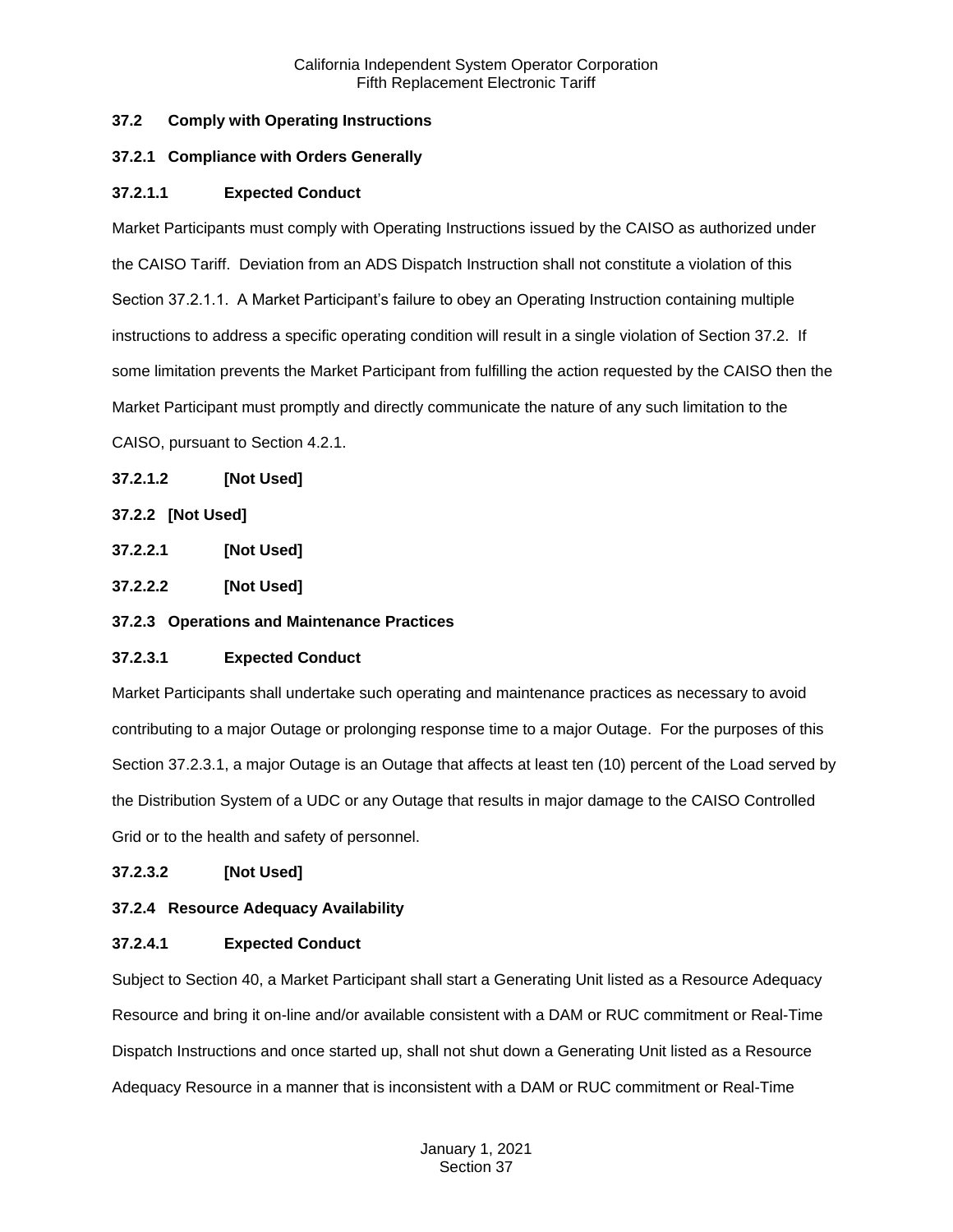### 37.2 Comply with Operating Instructions

#### 37.2.1 Compliance with Orders Generally

##### 37.2.1.1 Expected Conduct

Market Participants must comply with Operating Instructions issued by the CAISO as authorized under the CAISO Tariff. Deviation from an ADS Dispatch Instruction shall not constitute a violation of this Section 37.2.1.1. A Market Participant's failure to obey an Operating Instruction containing multiple instructions to address a specific operating condition will result in a single violation of Section 37.2. If some limitation prevents the Market Participant from fulfilling the action requested by the CAISO then the Market Participant must promptly and directly communicate the nature of any such limitation to the CAISO, pursuant to Section 4.2.1.

##### 37.2.1.2 [Not Used]

#### 37.2.2 [Not Used]

##### 37.2.2.1 [Not Used]

##### 37.2.2.2 [Not Used]

#### 37.2.3 Operations and Maintenance Practices

##### 37.2.3.1 Expected Conduct

Market Participants shall undertake such operating and maintenance practices as necessary to avoid contributing to a major Outage or prolonging response time to a major Outage. For the purposes of this Section 37.2.3.1, a major Outage is an Outage that affects at least ten (10) percent of the Load served by the Distribution System of a UDC or any Outage that results in major damage to the CAISO Controlled Grid or to the health and safety of personnel.

##### 37.2.3.2 [Not Used]

#### 37.2.4 Resource Adequacy Availability

##### 37.2.4.1 Expected Conduct

Subject to Section 40, a Market Participant shall start a Generating Unit listed as a Resource Adequacy Resource and bring it on-line and/or available consistent with a DAM or RUC commitment or Real-Time Dispatch Instructions and once started up, shall not shut down a Generating Unit listed as a Resource Adequacy Resource in a manner that is inconsistent with a DAM or RUC commitment or Real-Time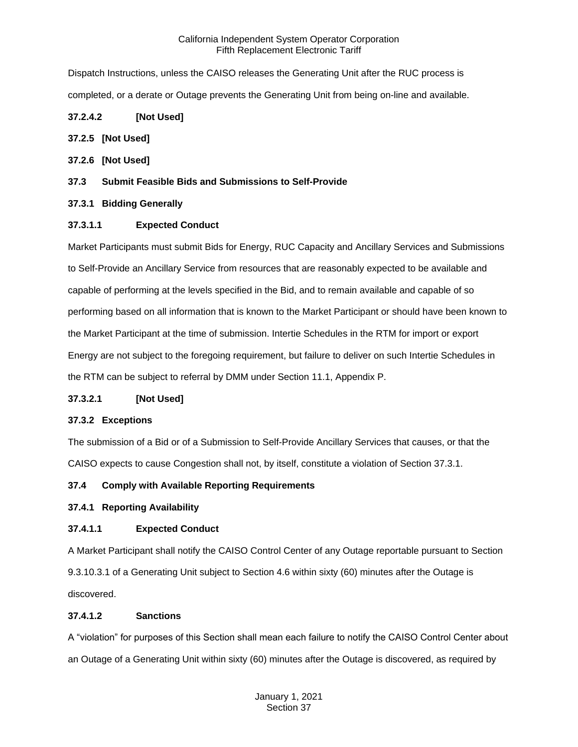Dispatch Instructions, unless the CAISO releases the Generating Unit after the RUC process is completed, or a derate or Outage prevents the Generating Unit from being on-line and available.

**37.2.4.2 [Not Used]**

**37.2.5 [Not Used]**

**37.2.6 [Not Used]**

## 37.3 Submit Feasible Bids and Submissions to Self-Provide

### 37.3.1 Bidding Generally

#### 37.3.1.1 Expected Conduct

Market Participants must submit Bids for Energy, RUC Capacity and Ancillary Services and Submissions to Self-Provide an Ancillary Service from resources that are reasonably expected to be available and capable of performing at the levels specified in the Bid, and to remain available and capable of so performing based on all information that is known to the Market Participant or should have been known to the Market Participant at the time of submission. Intertie Schedules in the RTM for import or export Energy are not subject to the foregoing requirement, but failure to deliver on such Intertie Schedules in the RTM can be subject to referral by DMM under Section 11.1, Appendix P.

**37.3.2.1 [Not Used]**

### 37.3.2 Exceptions

The submission of a Bid or of a Submission to Self-Provide Ancillary Services that causes, or that the CAISO expects to cause Congestion shall not, by itself, constitute a violation of Section 37.3.1.

## 37.4 Comply with Available Reporting Requirements

### 37.4.1 Reporting Availability

#### 37.4.1.1 Expected Conduct

A Market Participant shall notify the CAISO Control Center of any Outage reportable pursuant to Section 9.3.10.3.1 of a Generating Unit subject to Section 4.6 within sixty (60) minutes after the Outage is discovered.

#### 37.4.1.2 Sanctions

A "violation" for purposes of this Section shall mean each failure to notify the CAISO Control Center about an Outage of a Generating Unit within sixty (60) minutes after the Outage is discovered, as required by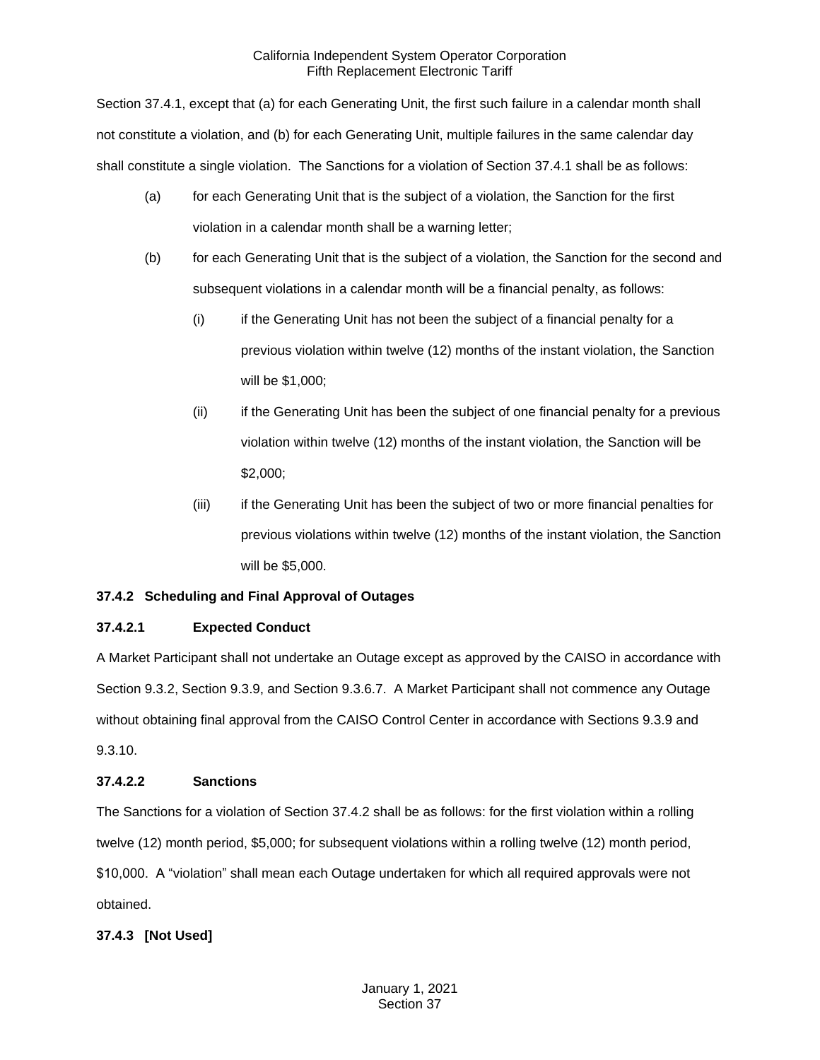Section 37.4.1, except that (a) for each Generating Unit, the first such failure in a calendar month shall not constitute a violation, and (b) for each Generating Unit, multiple failures in the same calendar day shall constitute a single violation. The Sanctions for a violation of Section 37.4.1 shall be as follows:

(a) for each Generating Unit that is the subject of a violation, the Sanction for the first violation in a calendar month shall be a warning letter;

(b) for each Generating Unit that is the subject of a violation, the Sanction for the second and subsequent violations in a calendar month will be a financial penalty, as follows:

(i) if the Generating Unit has not been the subject of a financial penalty for a previous violation within twelve (12) months of the instant violation, the Sanction will be $1,000;

(ii) if the Generating Unit has been the subject of one financial penalty for a previous violation within twelve (12) months of the instant violation, the Sanction will be $2,000;

(iii) if the Generating Unit has been the subject of two or more financial penalties for previous violations within twelve (12) months of the instant violation, the Sanction will be $5,000.

**37.4.2 Scheduling and Final Approval of Outages**

**37.4.2.1 Expected Conduct**

A Market Participant shall not undertake an Outage except as approved by the CAISO in accordance with Section 9.3.2, Section 9.3.9, and Section 9.3.6.7. A Market Participant shall not commence any Outage without obtaining final approval from the CAISO Control Center in accordance with Sections 9.3.9 and 9.3.10.

**37.4.2.2 Sanctions**

The Sanctions for a violation of Section 37.4.2 shall be as follows: for the first violation within a rolling twelve (12) month period, $5,000; for subsequent violations within a rolling twelve (12) month period, $10,000. A "violation" shall mean each Outage undertaken for which all required approvals were not obtained.

**37.4.3 [Not Used]**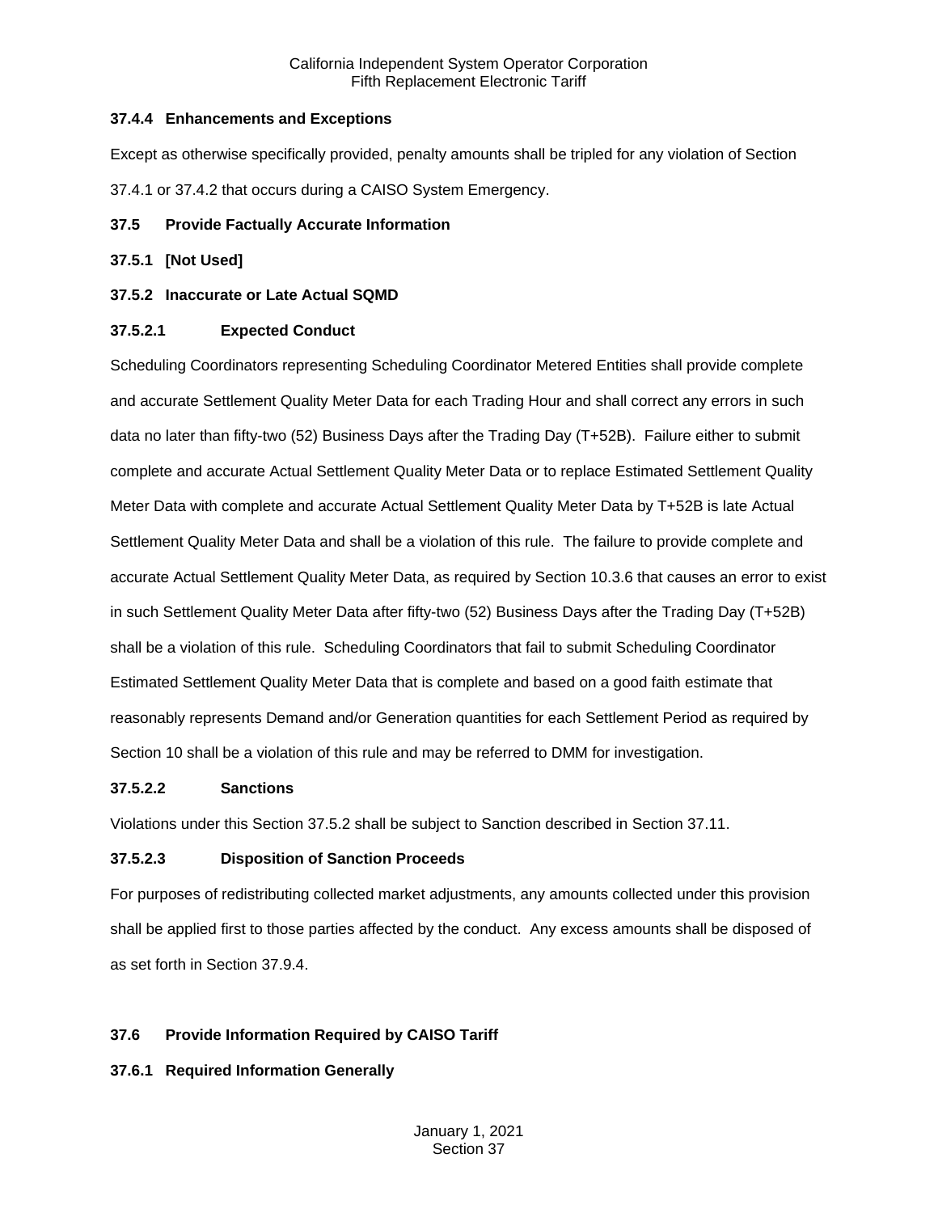### 37.4.4 Enhancements and Exceptions

Except as otherwise specifically provided, penalty amounts shall be tripled for any violation of Section 37.4.1 or 37.4.2 that occurs during a CAISO System Emergency.

## 37.5 Provide Factually Accurate Information

### 37.5.1 [Not Used]

### 37.5.2 Inaccurate or Late Actual SQMD

#### 37.5.2.1 Expected Conduct

Scheduling Coordinators representing Scheduling Coordinator Metered Entities shall provide complete and accurate Settlement Quality Meter Data for each Trading Hour and shall correct any errors in such data no later than fifty-two (52) Business Days after the Trading Day (T+52B). Failure either to submit complete and accurate Actual Settlement Quality Meter Data or to replace Estimated Settlement Quality Meter Data with complete and accurate Actual Settlement Quality Meter Data by T+52B is late Actual Settlement Quality Meter Data and shall be a violation of this rule. The failure to provide complete and accurate Actual Settlement Quality Meter Data, as required by Section 10.3.6 that causes an error to exist in such Settlement Quality Meter Data after fifty-two (52) Business Days after the Trading Day (T+52B) shall be a violation of this rule. Scheduling Coordinators that fail to submit Scheduling Coordinator Estimated Settlement Quality Meter Data that is complete and based on a good faith estimate that reasonably represents Demand and/or Generation quantities for each Settlement Period as required by Section 10 shall be a violation of this rule and may be referred to DMM for investigation.

#### 37.5.2.2 Sanctions

Violations under this Section 37.5.2 shall be subject to Sanction described in Section 37.11.

#### 37.5.2.3 Disposition of Sanction Proceeds

For purposes of redistributing collected market adjustments, any amounts collected under this provision shall be applied first to those parties affected by the conduct. Any excess amounts shall be disposed of as set forth in Section 37.9.4.

## 37.6 Provide Information Required by CAISO Tariff

### 37.6.1 Required Information Generally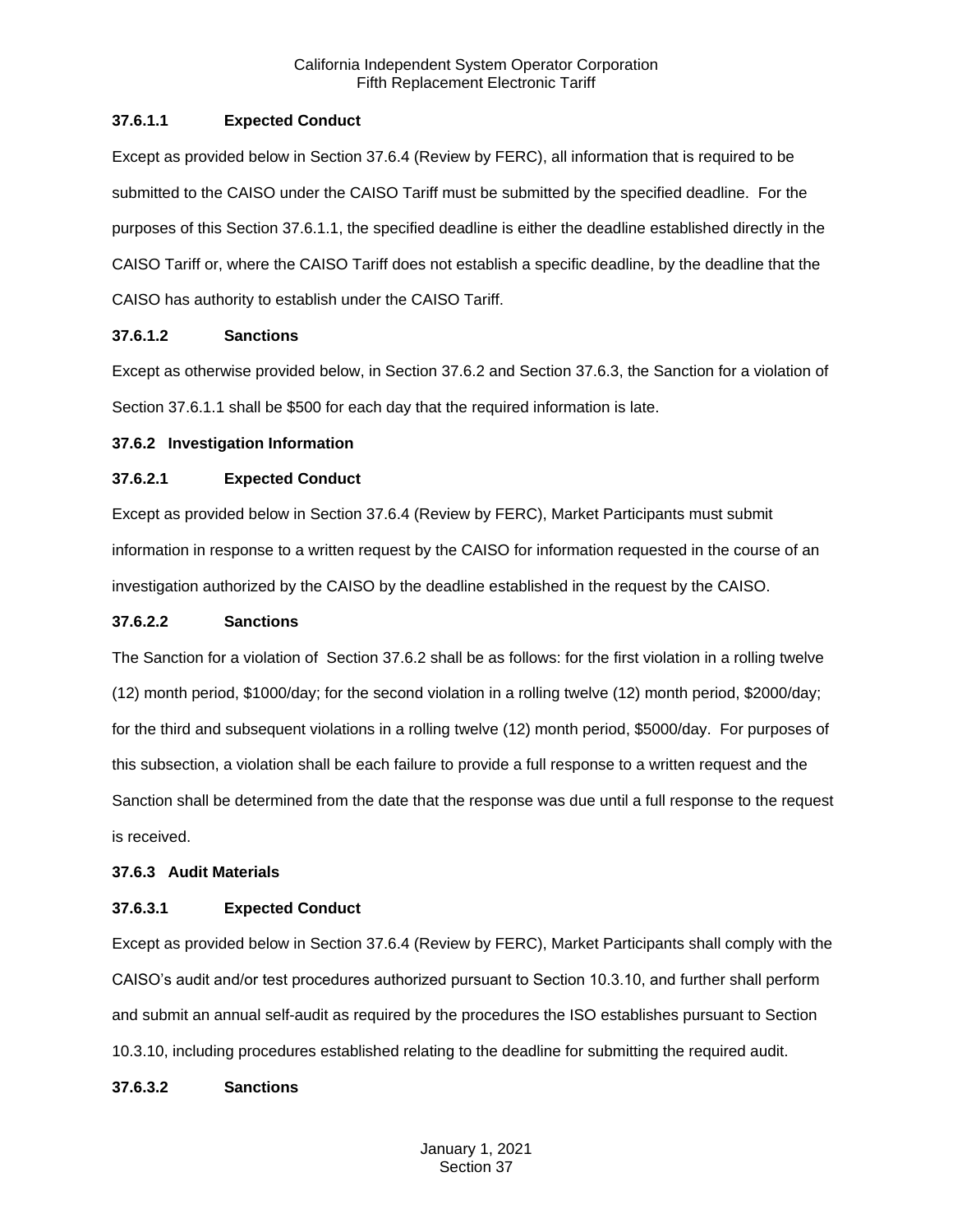#### 37.6.1.1 Expected Conduct

Except as provided below in Section 37.6.4 (Review by FERC), all information that is required to be submitted to the CAISO under the CAISO Tariff must be submitted by the specified deadline. For the purposes of this Section 37.6.1.1, the specified deadline is either the deadline established directly in the CAISO Tariff or, where the CAISO Tariff does not establish a specific deadline, by the deadline that the CAISO has authority to establish under the CAISO Tariff.

#### 37.6.1.2 Sanctions

Except as otherwise provided below, in Section 37.6.2 and Section 37.6.3, the Sanction for a violation of Section 37.6.1.1 shall be $500 for each day that the required information is late.

### 37.6.2 Investigation Information

#### 37.6.2.1 Expected Conduct

Except as provided below in Section 37.6.4 (Review by FERC), Market Participants must submit information in response to a written request by the CAISO for information requested in the course of an investigation authorized by the CAISO by the deadline established in the request by the CAISO.

#### 37.6.2.2 Sanctions

The Sanction for a violation of Section 37.6.2 shall be as follows: for the first violation in a rolling twelve (12) month period, $1000/day; for the second violation in a rolling twelve (12) month period, $2000/day; for the third and subsequent violations in a rolling twelve (12) month period, $5000/day. For purposes of this subsection, a violation shall be each failure to provide a full response to a written request and the Sanction shall be determined from the date that the response was due until a full response to the request is received.

### 37.6.3 Audit Materials

#### 37.6.3.1 Expected Conduct

Except as provided below in Section 37.6.4 (Review by FERC), Market Participants shall comply with the CAISO's audit and/or test procedures authorized pursuant to Section 10.3.10, and further shall perform and submit an annual self-audit as required by the procedures the ISO establishes pursuant to Section 10.3.10, including procedures established relating to the deadline for submitting the required audit.

#### 37.6.3.2 Sanctions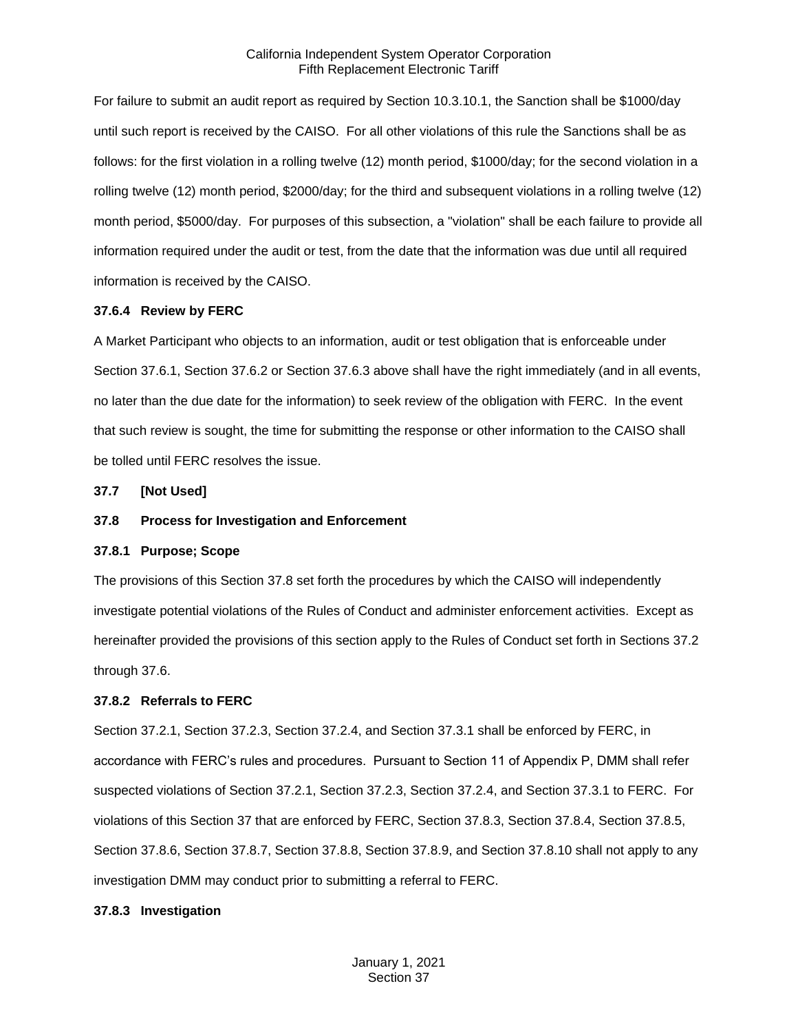For failure to submit an audit report as required by Section 10.3.10.1, the Sanction shall be $1000/day until such report is received by the CAISO. For all other violations of this rule the Sanctions shall be as follows: for the first violation in a rolling twelve (12) month period, $1000/day; for the second violation in a rolling twelve (12) month period, $2000/day; for the third and subsequent violations in a rolling twelve (12) month period, $5000/day. For purposes of this subsection, a "violation" shall be each failure to provide all information required under the audit or test, from the date that the information was due until all required information is received by the CAISO.

### 37.6.4 Review by FERC

A Market Participant who objects to an information, audit or test obligation that is enforceable under Section 37.6.1, Section 37.6.2 or Section 37.6.3 above shall have the right immediately (and in all events, no later than the due date for the information) to seek review of the obligation with FERC. In the event that such review is sought, the time for submitting the response or other information to the CAISO shall be tolled until FERC resolves the issue.

## 37.7 [Not Used]

## 37.8 Process for Investigation and Enforcement

### 37.8.1 Purpose; Scope

The provisions of this Section 37.8 set forth the procedures by which the CAISO will independently investigate potential violations of the Rules of Conduct and administer enforcement activities. Except as hereinafter provided the provisions of this section apply to the Rules of Conduct set forth in Sections 37.2 through 37.6.

### 37.8.2 Referrals to FERC

Section 37.2.1, Section 37.2.3, Section 37.2.4, and Section 37.3.1 shall be enforced by FERC, in accordance with FERC's rules and procedures. Pursuant to Section 11 of Appendix P, DMM shall refer suspected violations of Section 37.2.1, Section 37.2.3, Section 37.2.4, and Section 37.3.1 to FERC. For violations of this Section 37 that are enforced by FERC, Section 37.8.3, Section 37.8.4, Section 37.8.5, Section 37.8.6, Section 37.8.7, Section 37.8.8, Section 37.8.9, and Section 37.8.10 shall not apply to any investigation DMM may conduct prior to submitting a referral to FERC.

### 37.8.3 Investigation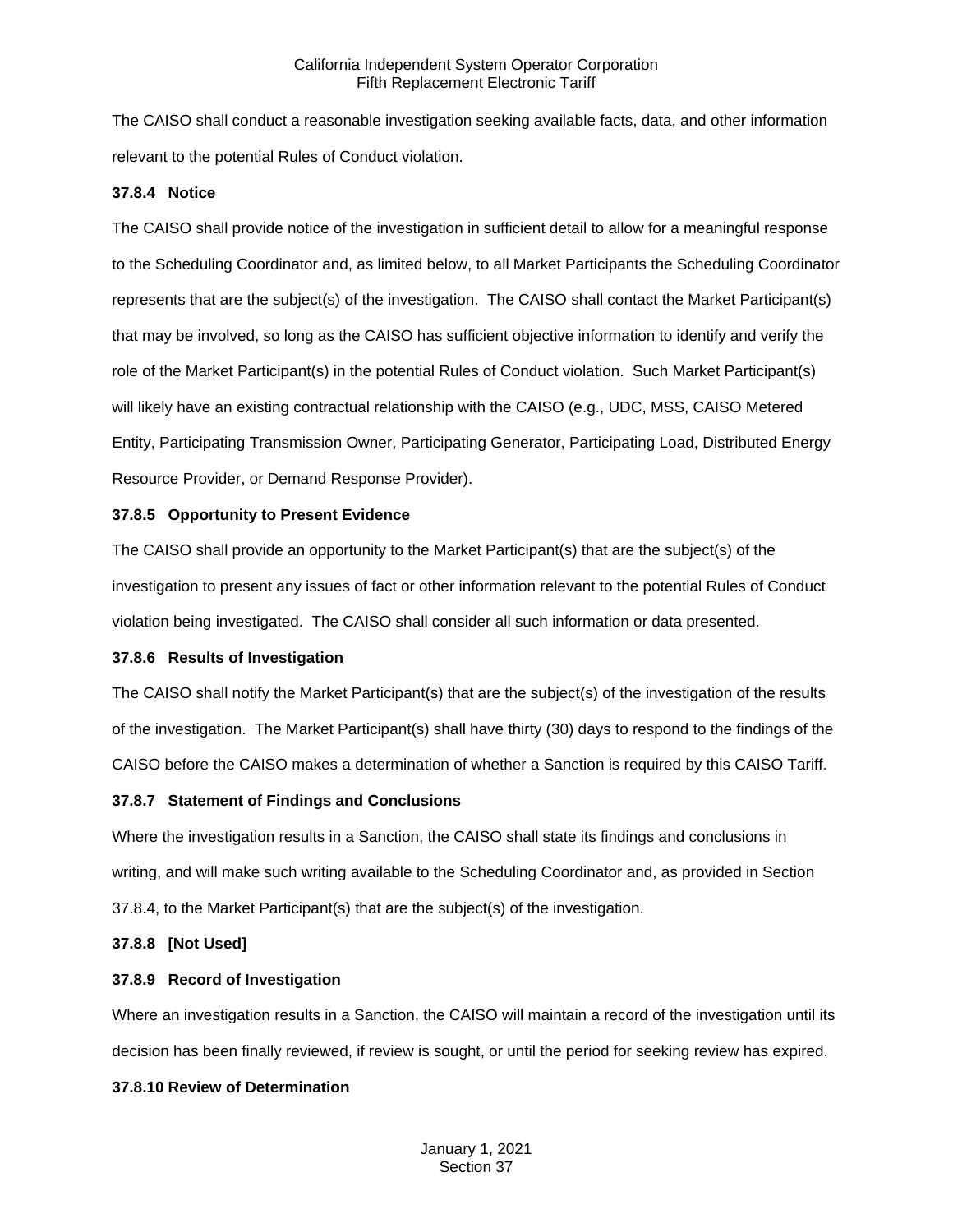The CAISO shall conduct a reasonable investigation seeking available facts, data, and other information relevant to the potential Rules of Conduct violation.

### 37.8.4 Notice

The CAISO shall provide notice of the investigation in sufficient detail to allow for a meaningful response to the Scheduling Coordinator and, as limited below, to all Market Participants the Scheduling Coordinator represents that are the subject(s) of the investigation. The CAISO shall contact the Market Participant(s) that may be involved, so long as the CAISO has sufficient objective information to identify and verify the role of the Market Participant(s) in the potential Rules of Conduct violation. Such Market Participant(s) will likely have an existing contractual relationship with the CAISO (e.g., UDC, MSS, CAISO Metered Entity, Participating Transmission Owner, Participating Generator, Participating Load, Distributed Energy Resource Provider, or Demand Response Provider).

### 37.8.5 Opportunity to Present Evidence

The CAISO shall provide an opportunity to the Market Participant(s) that are the subject(s) of the investigation to present any issues of fact or other information relevant to the potential Rules of Conduct violation being investigated. The CAISO shall consider all such information or data presented.

### 37.8.6 Results of Investigation

The CAISO shall notify the Market Participant(s) that are the subject(s) of the investigation of the results of the investigation. The Market Participant(s) shall have thirty (30) days to respond to the findings of the CAISO before the CAISO makes a determination of whether a Sanction is required by this CAISO Tariff.

### 37.8.7 Statement of Findings and Conclusions

Where the investigation results in a Sanction, the CAISO shall state its findings and conclusions in writing, and will make such writing available to the Scheduling Coordinator and, as provided in Section 37.8.4, to the Market Participant(s) that are the subject(s) of the investigation.

### 37.8.8 [Not Used]

### 37.8.9 Record of Investigation

Where an investigation results in a Sanction, the CAISO will maintain a record of the investigation until its decision has been finally reviewed, if review is sought, or until the period for seeking review has expired.

### 37.8.10 Review of Determination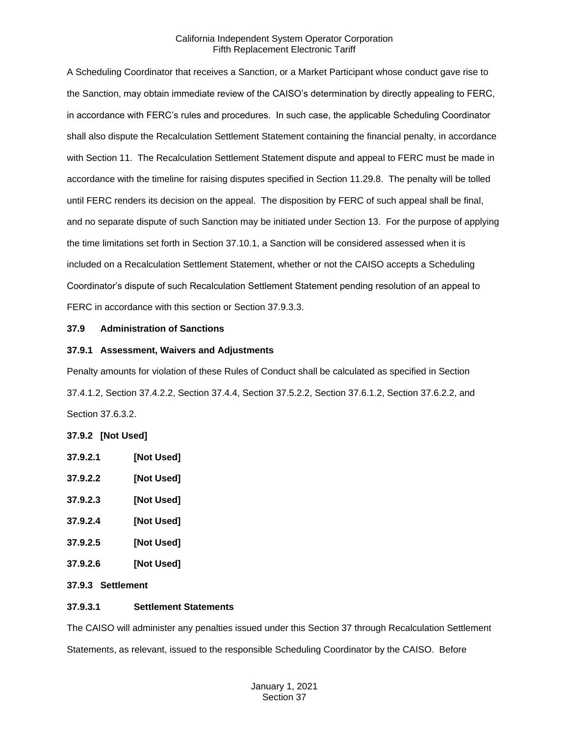A Scheduling Coordinator that receives a Sanction, or a Market Participant whose conduct gave rise to the Sanction, may obtain immediate review of the CAISO's determination by directly appealing to FERC, in accordance with FERC's rules and procedures. In such case, the applicable Scheduling Coordinator shall also dispute the Recalculation Settlement Statement containing the financial penalty, in accordance with Section 11. The Recalculation Settlement Statement dispute and appeal to FERC must be made in accordance with the timeline for raising disputes specified in Section 11.29.8. The penalty will be tolled until FERC renders its decision on the appeal. The disposition by FERC of such appeal shall be final, and no separate dispute of such Sanction may be initiated under Section 13. For the purpose of applying the time limitations set forth in Section 37.10.1, a Sanction will be considered assessed when it is included on a Recalculation Settlement Statement, whether or not the CAISO accepts a Scheduling Coordinator's dispute of such Recalculation Settlement Statement pending resolution of an appeal to FERC in accordance with this section or Section 37.9.3.3.

### 37.9 Administration of Sanctions

#### 37.9.1 Assessment, Waivers and Adjustments

Penalty amounts for violation of these Rules of Conduct shall be calculated as specified in Section 37.4.1.2, Section 37.4.2.2, Section 37.4.4, Section 37.5.2.2, Section 37.6.1.2, Section 37.6.2.2, and Section 37.6.3.2.

#### 37.9.2 [Not Used]

**37.9.2.1 [Not Used]**

**37.9.2.2 [Not Used]**

**37.9.2.3 [Not Used]**

**37.9.2.4 [Not Used]**

**37.9.2.5 [Not Used]**

**37.9.2.6 [Not Used]**

#### 37.9.3 Settlement

**37.9.3.1 Settlement Statements**

The CAISO will administer any penalties issued under this Section 37 through Recalculation Settlement Statements, as relevant, issued to the responsible Scheduling Coordinator by the CAISO. Before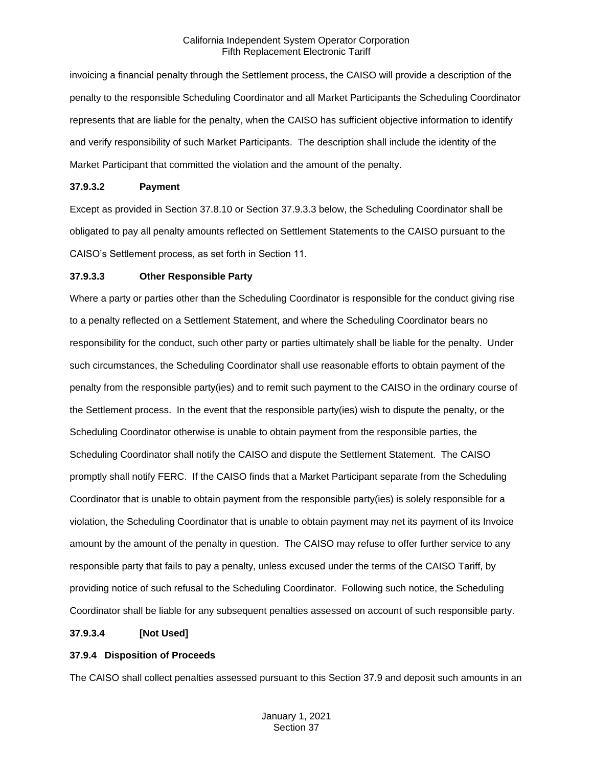invoicing a financial penalty through the Settlement process, the CAISO will provide a description of the penalty to the responsible Scheduling Coordinator and all Market Participants the Scheduling Coordinator represents that are liable for the penalty, when the CAISO has sufficient objective information to identify and verify responsibility of such Market Participants. The description shall include the identity of the Market Participant that committed the violation and the amount of the penalty.

**37.9.3.2 Payment**

Except as provided in Section 37.8.10 or Section 37.9.3.3 below, the Scheduling Coordinator shall be obligated to pay all penalty amounts reflected on Settlement Statements to the CAISO pursuant to the CAISO's Settlement process, as set forth in Section 11.

**37.9.3.3 Other Responsible Party**

Where a party or parties other than the Scheduling Coordinator is responsible for the conduct giving rise to a penalty reflected on a Settlement Statement, and where the Scheduling Coordinator bears no responsibility for the conduct, such other party or parties ultimately shall be liable for the penalty. Under such circumstances, the Scheduling Coordinator shall use reasonable efforts to obtain payment of the penalty from the responsible party(ies) and to remit such payment to the CAISO in the ordinary course of the Settlement process. In the event that the responsible party(ies) wish to dispute the penalty, or the Scheduling Coordinator otherwise is unable to obtain payment from the responsible parties, the Scheduling Coordinator shall notify the CAISO and dispute the Settlement Statement. The CAISO promptly shall notify FERC. If the CAISO finds that a Market Participant separate from the Scheduling Coordinator that is unable to obtain payment from the responsible party(ies) is solely responsible for a violation, the Scheduling Coordinator that is unable to obtain payment may net its payment of its Invoice amount by the amount of the penalty in question. The CAISO may refuse to offer further service to any responsible party that fails to pay a penalty, unless excused under the terms of the CAISO Tariff, by providing notice of such refusal to the Scheduling Coordinator. Following such notice, the Scheduling Coordinator shall be liable for any subsequent penalties assessed on account of such responsible party.

**37.9.3.4 [Not Used]**

**37.9.4 Disposition of Proceeds**

The CAISO shall collect penalties assessed pursuant to this Section 37.9 and deposit such amounts in an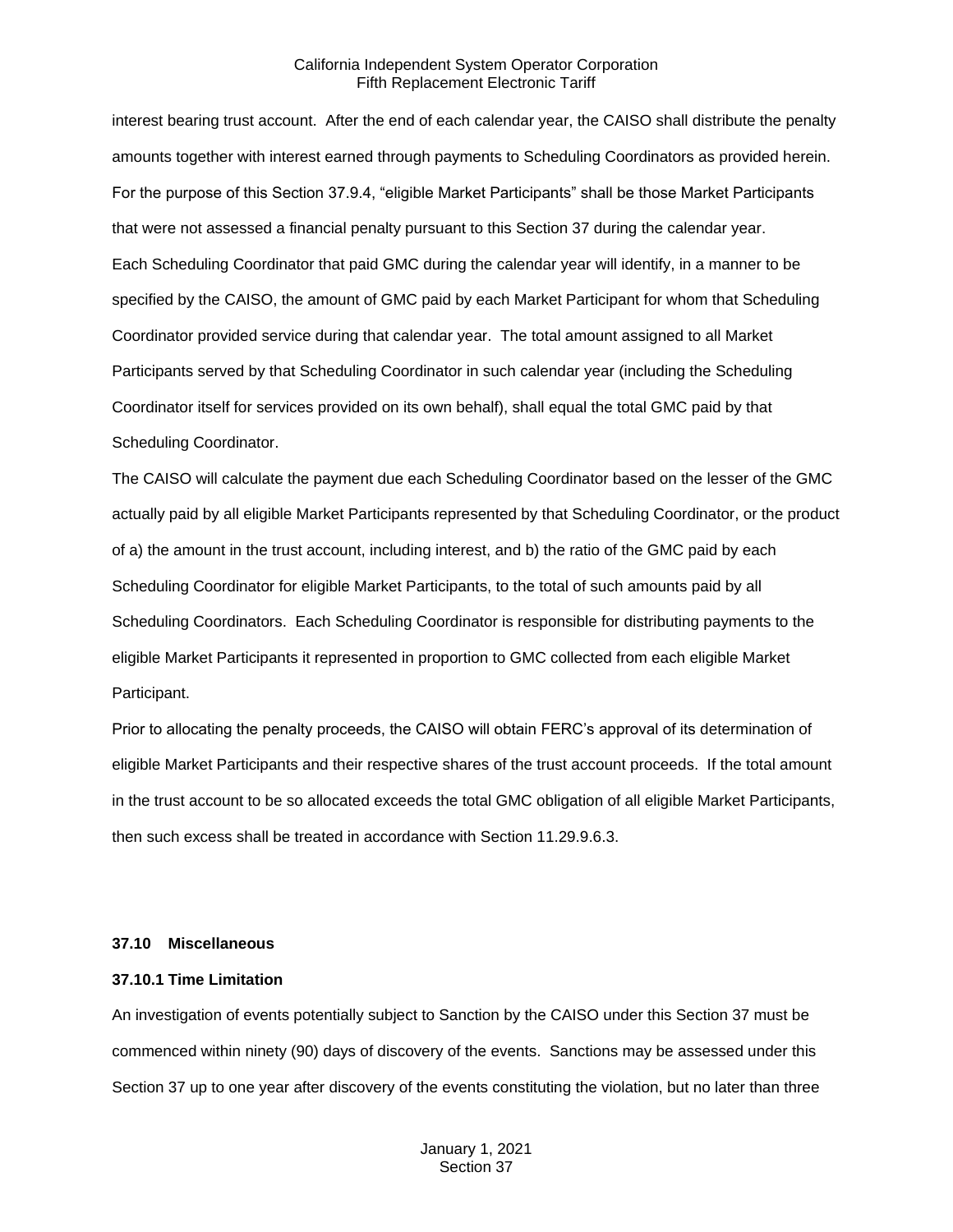interest bearing trust account. After the end of each calendar year, the CAISO shall distribute the penalty amounts together with interest earned through payments to Scheduling Coordinators as provided herein. For the purpose of this Section 37.9.4, "eligible Market Participants" shall be those Market Participants that were not assessed a financial penalty pursuant to this Section 37 during the calendar year.

Each Scheduling Coordinator that paid GMC during the calendar year will identify, in a manner to be specified by the CAISO, the amount of GMC paid by each Market Participant for whom that Scheduling Coordinator provided service during that calendar year. The total amount assigned to all Market Participants served by that Scheduling Coordinator in such calendar year (including the Scheduling Coordinator itself for services provided on its own behalf), shall equal the total GMC paid by that Scheduling Coordinator.

The CAISO will calculate the payment due each Scheduling Coordinator based on the lesser of the GMC actually paid by all eligible Market Participants represented by that Scheduling Coordinator, or the product of a) the amount in the trust account, including interest, and b) the ratio of the GMC paid by each Scheduling Coordinator for eligible Market Participants, to the total of such amounts paid by all Scheduling Coordinators. Each Scheduling Coordinator is responsible for distributing payments to the eligible Market Participants it represented in proportion to GMC collected from each eligible Market Participant.

Prior to allocating the penalty proceeds, the CAISO will obtain FERC's approval of its determination of eligible Market Participants and their respective shares of the trust account proceeds. If the total amount in the trust account to be so allocated exceeds the total GMC obligation of all eligible Market Participants, then such excess shall be treated in accordance with Section 11.29.9.6.3.

## 37.10 Miscellaneous

### 37.10.1 Time Limitation

An investigation of events potentially subject to Sanction by the CAISO under this Section 37 must be commenced within ninety (90) days of discovery of the events. Sanctions may be assessed under this Section 37 up to one year after discovery of the events constituting the violation, but no later than three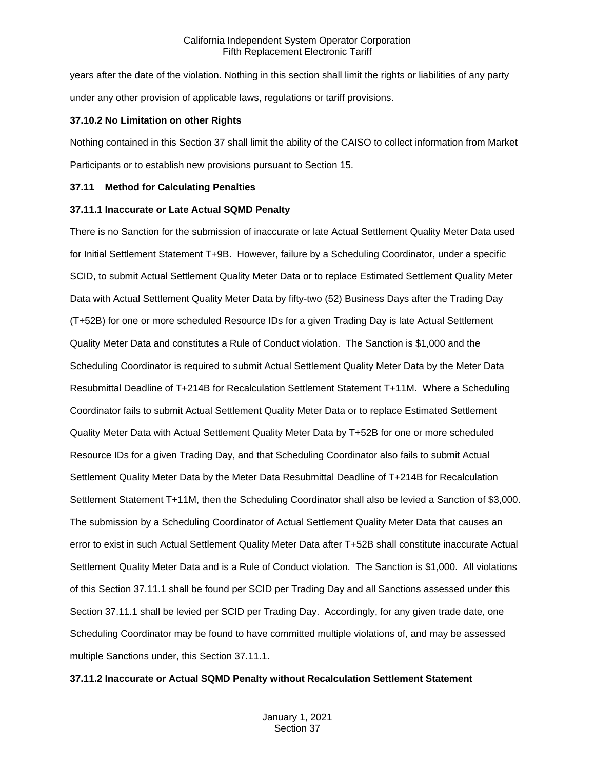years after the date of the violation. Nothing in this section shall limit the rights or liabilities of any party under any other provision of applicable laws, regulations or tariff provisions.

**37.10.2 No Limitation on other Rights**

Nothing contained in this Section 37 shall limit the ability of the CAISO to collect information from Market Participants or to establish new provisions pursuant to Section 15.

**37.11 Method for Calculating Penalties**

**37.11.1 Inaccurate or Late Actual SQMD Penalty**

There is no Sanction for the submission of inaccurate or late Actual Settlement Quality Meter Data used for Initial Settlement Statement T+9B. However, failure by a Scheduling Coordinator, under a specific SCID, to submit Actual Settlement Quality Meter Data or to replace Estimated Settlement Quality Meter Data with Actual Settlement Quality Meter Data by fifty-two (52) Business Days after the Trading Day (T+52B) for one or more scheduled Resource IDs for a given Trading Day is late Actual Settlement Quality Meter Data and constitutes a Rule of Conduct violation. The Sanction is $1,000 and the Scheduling Coordinator is required to submit Actual Settlement Quality Meter Data by the Meter Data Resubmittal Deadline of T+214B for Recalculation Settlement Statement T+11M. Where a Scheduling Coordinator fails to submit Actual Settlement Quality Meter Data or to replace Estimated Settlement Quality Meter Data with Actual Settlement Quality Meter Data by T+52B for one or more scheduled Resource IDs for a given Trading Day, and that Scheduling Coordinator also fails to submit Actual Settlement Quality Meter Data by the Meter Data Resubmittal Deadline of T+214B for Recalculation Settlement Statement T+11M, then the Scheduling Coordinator shall also be levied a Sanction of $3,000. The submission by a Scheduling Coordinator of Actual Settlement Quality Meter Data that causes an error to exist in such Actual Settlement Quality Meter Data after T+52B shall constitute inaccurate Actual Settlement Quality Meter Data and is a Rule of Conduct violation. The Sanction is $1,000. All violations of this Section 37.11.1 shall be found per SCID per Trading Day and all Sanctions assessed under this Section 37.11.1 shall be levied per SCID per Trading Day. Accordingly, for any given trade date, one Scheduling Coordinator may be found to have committed multiple violations of, and may be assessed multiple Sanctions under, this Section 37.11.1.

**37.11.2 Inaccurate or Actual SQMD Penalty without Recalculation Settlement Statement**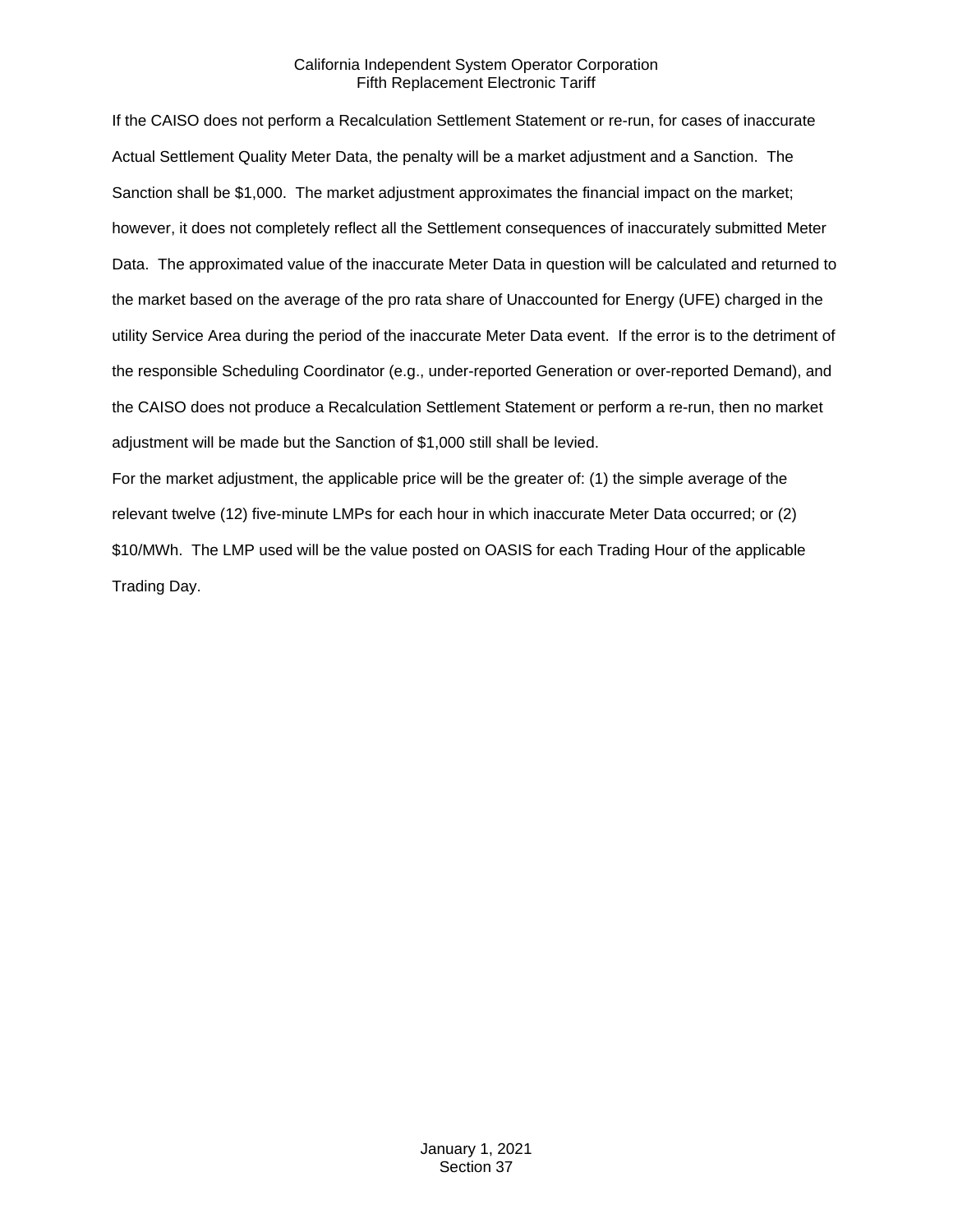If the CAISO does not perform a Recalculation Settlement Statement or re-run, for cases of inaccurate Actual Settlement Quality Meter Data, the penalty will be a market adjustment and a Sanction. The Sanction shall be $1,000. The market adjustment approximates the financial impact on the market; however, it does not completely reflect all the Settlement consequences of inaccurately submitted Meter Data. The approximated value of the inaccurate Meter Data in question will be calculated and returned to the market based on the average of the pro rata share of Unaccounted for Energy (UFE) charged in the utility Service Area during the period of the inaccurate Meter Data event. If the error is to the detriment of the responsible Scheduling Coordinator (e.g., under-reported Generation or over-reported Demand), and the CAISO does not produce a Recalculation Settlement Statement or perform a re-run, then no market adjustment will be made but the Sanction of $1,000 still shall be levied.

For the market adjustment, the applicable price will be the greater of: (1) the simple average of the relevant twelve (12) five-minute LMPs for each hour in which inaccurate Meter Data occurred; or (2) $10/MWh. The LMP used will be the value posted on OASIS for each Trading Hour of the applicable Trading Day.